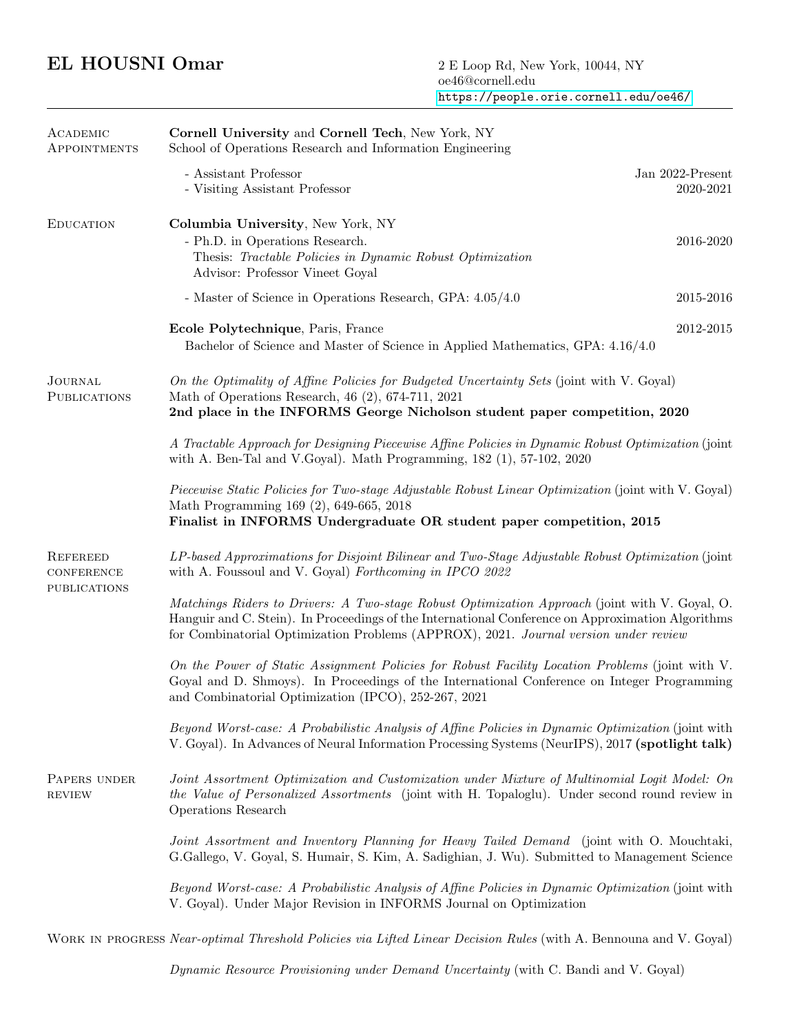# EL HOUSNI Omar

2 E Loop Rd, New York, 10044, NY
oe46@cornell.edu
https://people.orie.cornell.edu/oe46/

---

## Academic Appointments

**Cornell University** and **Cornell Tech**, New York, NY
School of Operations Research and Information Engineering

- Assistant Professor — Jan 2022-Present
- Visiting Assistant Professor — 2020-2021

## Education

**Columbia University**, New York, NY

- Ph.D. in Operations Research. — 2016-2020
  Thesis: *Tractable Policies in Dynamic Robust Optimization*
  Advisor: Professor Vineet Goyal
- Master of Science in Operations Research, GPA: 4.05/4.0 — 2015-2016

**Ecole Polytechnique**, Paris, France — 2012-2015
Bachelor of Science and Master of Science in Applied Mathematics, GPA: 4.16/4.0

## Journal Publications

*On the Optimality of Affine Policies for Budgeted Uncertainty Sets* (joint with V. Goyal)
Math of Operations Research, 46 (2), 674-711, 2021
**2nd place in the INFORMS George Nicholson student paper competition, 2020**

*A Tractable Approach for Designing Piecewise Affine Policies in Dynamic Robust Optimization* (joint with A. Ben-Tal and V.Goyal). Math Programming, 182 (1), 57-102, 2020

*Piecewise Static Policies for Two-stage Adjustable Robust Linear Optimization* (joint with V. Goyal)
Math Programming 169 (2), 649-665, 2018
**Finalist in INFORMS Undergraduate OR student paper competition, 2015**

## Refereed Conference Publications

*LP-based Approximations for Disjoint Bilinear and Two-Stage Adjustable Robust Optimization* (joint with A. Foussoul and V. Goyal) *Forthcoming in IPCO 2022*

*Matchings Riders to Drivers: A Two-stage Robust Optimization Approach* (joint with V. Goyal, O. Hanguir and C. Stein). In Proceedings of the International Conference on Approximation Algorithms for Combinatorial Optimization Problems (APPROX), 2021. *Journal version under review*

*On the Power of Static Assignment Policies for Robust Facility Location Problems* (joint with V. Goyal and D. Shmoys). In Proceedings of the International Conference on Integer Programming and Combinatorial Optimization (IPCO), 252-267, 2021

*Beyond Worst-case: A Probabilistic Analysis of Affine Policies in Dynamic Optimization* (joint with V. Goyal). In Advances of Neural Information Processing Systems (NeurIPS), 2017 **(spotlight talk)**

## Papers under review

*Joint Assortment Optimization and Customization under Mixture of Multinomial Logit Model: On the Value of Personalized Assortments* (joint with H. Topaloglu). Under second round review in Operations Research

*Joint Assortment and Inventory Planning for Heavy Tailed Demand* (joint with O. Mouchtaki, G.Gallego, V. Goyal, S. Humair, S. Kim, A. Sadighian, J. Wu). Submitted to Management Science

*Beyond Worst-case: A Probabilistic Analysis of Affine Policies in Dynamic Optimization* (joint with V. Goyal). Under Major Revision in INFORMS Journal on Optimization

## Work in progress

*Near-optimal Threshold Policies via Lifted Linear Decision Rules* (with A. Bennouna and V. Goyal)

*Dynamic Resource Provisioning under Demand Uncertainty* (with C. Bandi and V. Goyal)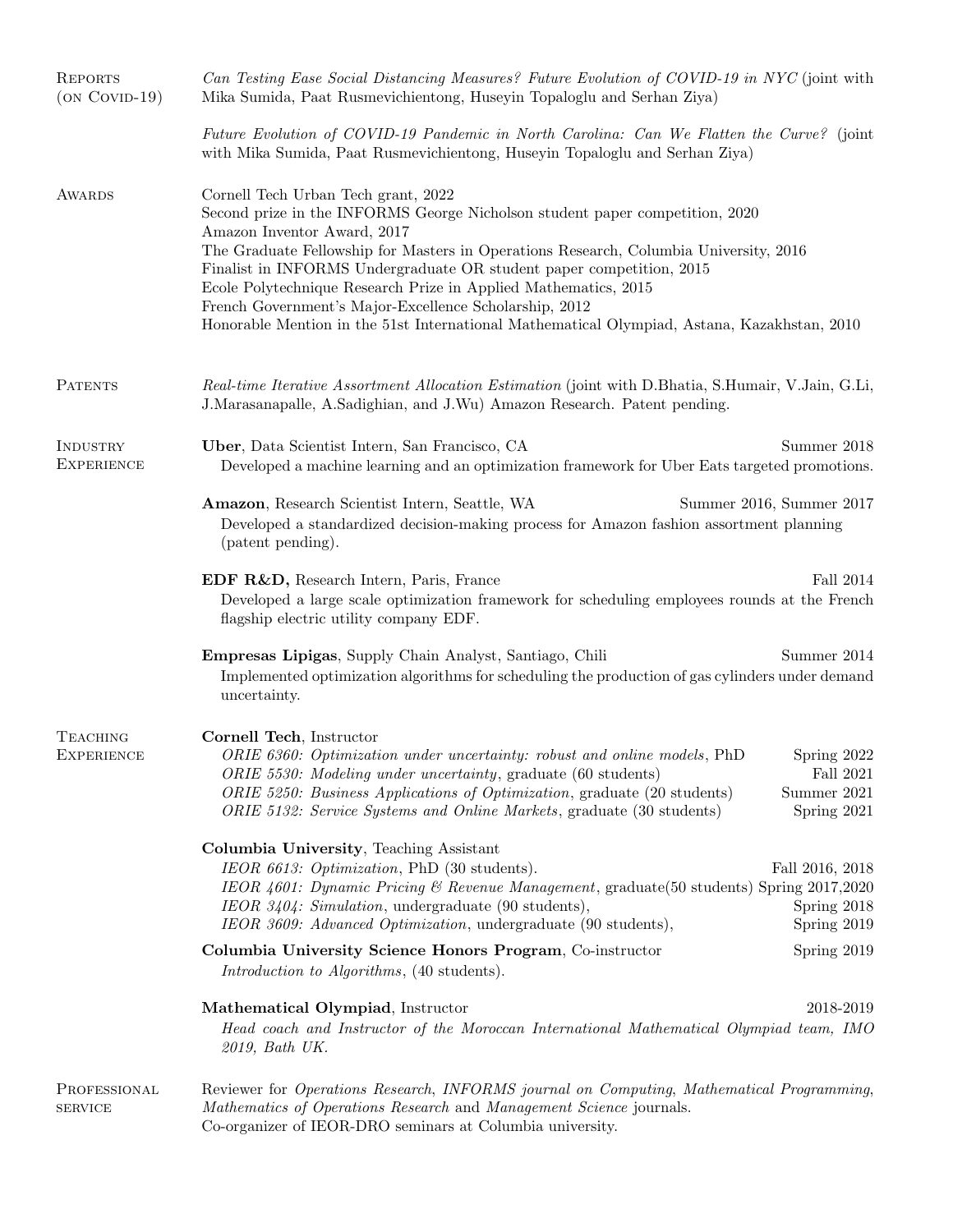## Reports (on Covid-19)

*Can Testing Ease Social Distancing Measures? Future Evolution of COVID-19 in NYC* (joint with Mika Sumida, Paat Rusmevichientong, Huseyin Topaloglu and Serhan Ziya)

*Future Evolution of COVID-19 Pandemic in North Carolina: Can We Flatten the Curve?* (joint with Mika Sumida, Paat Rusmevichientong, Huseyin Topaloglu and Serhan Ziya)

## Awards

Cornell Tech Urban Tech grant, 2022
Second prize in the INFORMS George Nicholson student paper competition, 2020
Amazon Inventor Award, 2017
The Graduate Fellowship for Masters in Operations Research, Columbia University, 2016
Finalist in INFORMS Undergraduate OR student paper competition, 2015
Ecole Polytechnique Research Prize in Applied Mathematics, 2015
French Government's Major-Excellence Scholarship, 2012
Honorable Mention in the 51st International Mathematical Olympiad, Astana, Kazakhstan, 2010

## Patents

*Real-time Iterative Assortment Allocation Estimation* (joint with D.Bhatia, S.Humair, V.Jain, G.Li, J.Marasanapalle, A.Sadighian, and J.Wu) Amazon Research. Patent pending.

## Industry Experience

**Uber**, Data Scientist Intern, San Francisco, CA — Summer 2018
Developed a machine learning and an optimization framework for Uber Eats targeted promotions.

**Amazon**, Research Scientist Intern, Seattle, WA — Summer 2016, Summer 2017
Developed a standardized decision-making process for Amazon fashion assortment planning (patent pending).

**EDF R&D,** Research Intern, Paris, France — Fall 2014
Developed a large scale optimization framework for scheduling employees rounds at the French flagship electric utility company EDF.

**Empresas Lipigas**, Supply Chain Analyst, Santiago, Chili — Summer 2014
Implemented optimization algorithms for scheduling the production of gas cylinders under demand uncertainty.

## Teaching Experience

**Cornell Tech**, Instructor
- *ORIE 6360: Optimization under uncertainty: robust and online models*, PhD — Spring 2022
- *ORIE 5530: Modeling under uncertainty*, graduate (60 students) — Fall 2021
- *ORIE 5250: Business Applications of Optimization*, graduate (20 students) — Summer 2021
- *ORIE 5132: Service Systems and Online Markets*, graduate (30 students) — Spring 2021

**Columbia University**, Teaching Assistant
- *IEOR 6613: Optimization*, PhD (30 students). — Fall 2016, 2018
- *IEOR 4601: Dynamic Pricing & Revenue Management*, graduate(50 students) — Spring 2017,2020
- *IEOR 3404: Simulation*, undergraduate (90 students), — Spring 2018
- *IEOR 3609: Advanced Optimization*, undergraduate (90 students), — Spring 2019

**Columbia University Science Honors Program**, Co-instructor — Spring 2019
*Introduction to Algorithms*, (40 students).

**Mathematical Olympiad**, Instructor — 2018-2019
*Head coach and Instructor of the Moroccan International Mathematical Olympiad team, IMO 2019, Bath UK.*

## Professional service

Reviewer for *Operations Research*, *INFORMS journal on Computing*, *Mathematical Programming*, *Mathematics of Operations Research* and *Management Science* journals.
Co-organizer of IEOR-DRO seminars at Columbia university.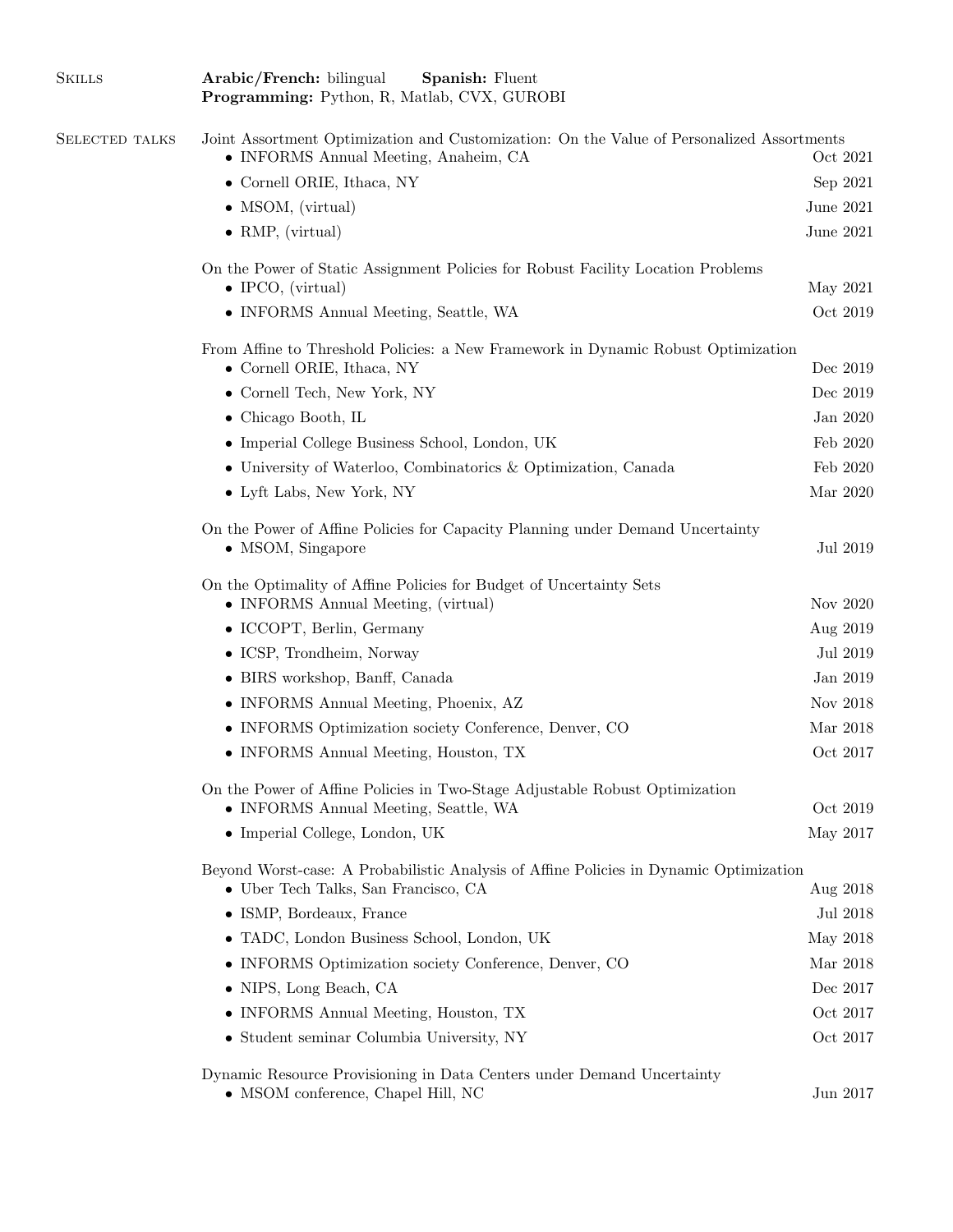## Skills

**Arabic/French:** bilingual **Spanish:** Fluent
**Programming:** Python, R, Matlab, CVX, GUROBI

## Selected talks

Joint Assortment Optimization and Customization: On the Value of Personalized Assortments

- INFORMS Annual Meeting, Anaheim, CA — Oct 2021
- Cornell ORIE, Ithaca, NY — Sep 2021
- MSOM, (virtual) — June 2021
- RMP, (virtual) — June 2021

On the Power of Static Assignment Policies for Robust Facility Location Problems

- IPCO, (virtual) — May 2021
- INFORMS Annual Meeting, Seattle, WA — Oct 2019

From Affine to Threshold Policies: a New Framework in Dynamic Robust Optimization

- Cornell ORIE, Ithaca, NY — Dec 2019
- Cornell Tech, New York, NY — Dec 2019
- Chicago Booth, IL — Jan 2020
- Imperial College Business School, London, UK — Feb 2020
- University of Waterloo, Combinatorics & Optimization, Canada — Feb 2020
- Lyft Labs, New York, NY — Mar 2020

On the Power of Affine Policies for Capacity Planning under Demand Uncertainty

- MSOM, Singapore — Jul 2019

On the Optimality of Affine Policies for Budget of Uncertainty Sets

- INFORMS Annual Meeting, (virtual) — Nov 2020
- ICCOPT, Berlin, Germany — Aug 2019
- ICSP, Trondheim, Norway — Jul 2019
- BIRS workshop, Banff, Canada — Jan 2019
- INFORMS Annual Meeting, Phoenix, AZ — Nov 2018
- INFORMS Optimization society Conference, Denver, CO — Mar 2018
- INFORMS Annual Meeting, Houston, TX — Oct 2017

On the Power of Affine Policies in Two-Stage Adjustable Robust Optimization

- INFORMS Annual Meeting, Seattle, WA — Oct 2019
- Imperial College, London, UK — May 2017

Beyond Worst-case: A Probabilistic Analysis of Affine Policies in Dynamic Optimization

- Uber Tech Talks, San Francisco, CA — Aug 2018
- ISMP, Bordeaux, France — Jul 2018
- TADC, London Business School, London, UK — May 2018
- INFORMS Optimization society Conference, Denver, CO — Mar 2018
- NIPS, Long Beach, CA — Dec 2017
- INFORMS Annual Meeting, Houston, TX — Oct 2017
- Student seminar Columbia University, NY — Oct 2017

Dynamic Resource Provisioning in Data Centers under Demand Uncertainty

- MSOM conference, Chapel Hill, NC — Jun 2017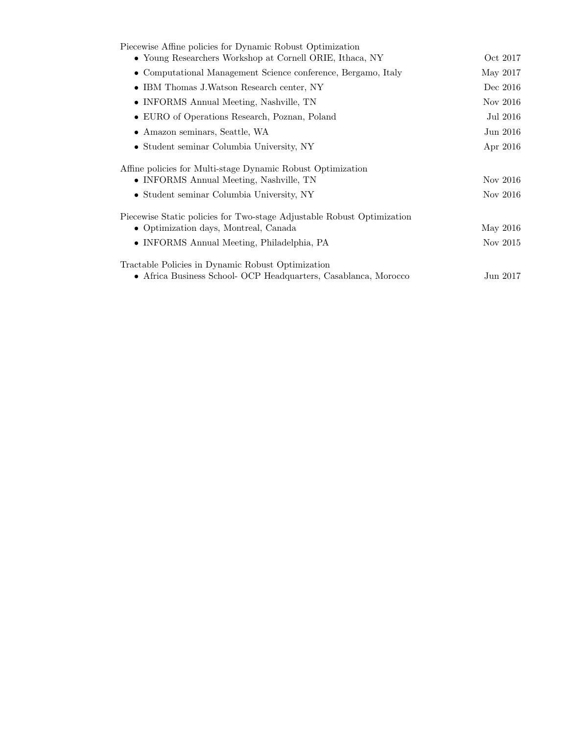Piecewise Affine policies for Dynamic Robust Optimization

- Young Researchers Workshop at Cornell ORIE, Ithaca, NY — Oct 2017
- Computational Management Science conference, Bergamo, Italy — May 2017
- IBM Thomas J.Watson Research center, NY — Dec 2016
- INFORMS Annual Meeting, Nashville, TN — Nov 2016
- EURO of Operations Research, Poznan, Poland — Jul 2016
- Amazon seminars, Seattle, WA — Jun 2016
- Student seminar Columbia University, NY — Apr 2016

Affine policies for Multi-stage Dynamic Robust Optimization

- INFORMS Annual Meeting, Nashville, TN — Nov 2016
- Student seminar Columbia University, NY — Nov 2016

Piecewise Static policies for Two-stage Adjustable Robust Optimization

- Optimization days, Montreal, Canada — May 2016
- INFORMS Annual Meeting, Philadelphia, PA — Nov 2015

Tractable Policies in Dynamic Robust Optimization

- Africa Business School- OCP Headquarters, Casablanca, Morocco — Jun 2017